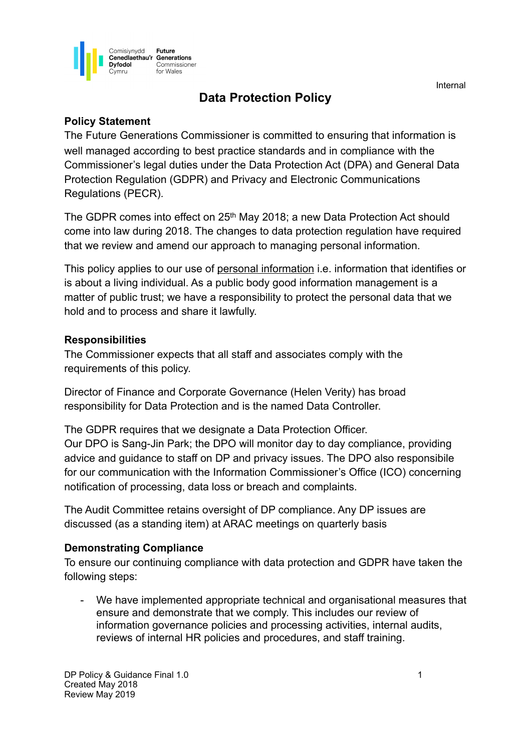Comisiynydd Cenedlaethau'r Dyfodol Cymru
Future Generations Commissioner for Wales

Internal

# Data Protection Policy

**Policy Statement**

The Future Generations Commissioner is committed to ensuring that information is well managed according to best practice standards and in compliance with the Commissioner's legal duties under the Data Protection Act (DPA) and General Data Protection Regulation (GDPR) and Privacy and Electronic Communications Regulations (PECR).

The GDPR comes into effect on 25th May 2018; a new Data Protection Act should come into law during 2018. The changes to data protection regulation have required that we review and amend our approach to managing personal information.

This policy applies to our use of personal information i.e. information that identifies or is about a living individual. As a public body good information management is a matter of public trust; we have a responsibility to protect the personal data that we hold and to process and share it lawfully.

**Responsibilities**

The Commissioner expects that all staff and associates comply with the requirements of this policy.

Director of Finance and Corporate Governance (Helen Verity) has broad responsibility for Data Protection and is the named Data Controller.

The GDPR requires that we designate a Data Protection Officer.
Our DPO is Sang-Jin Park; the DPO will monitor day to day compliance, providing advice and guidance to staff on DP and privacy issues. The DPO also responsibile for our communication with the Information Commissioner's Office (ICO) concerning notification of processing, data loss or breach and complaints.

The Audit Committee retains oversight of DP compliance. Any DP issues are discussed (as a standing item) at ARAC meetings on quarterly basis

**Demonstrating Compliance**

To ensure our continuing compliance with data protection and GDPR have taken the following steps:

- We have implemented appropriate technical and organisational measures that ensure and demonstrate that we comply. This includes our review of information governance policies and processing activities, internal audits, reviews of internal HR policies and procedures, and staff training.

DP Policy & Guidance Final 1.0
Created May 2018
Review May 2019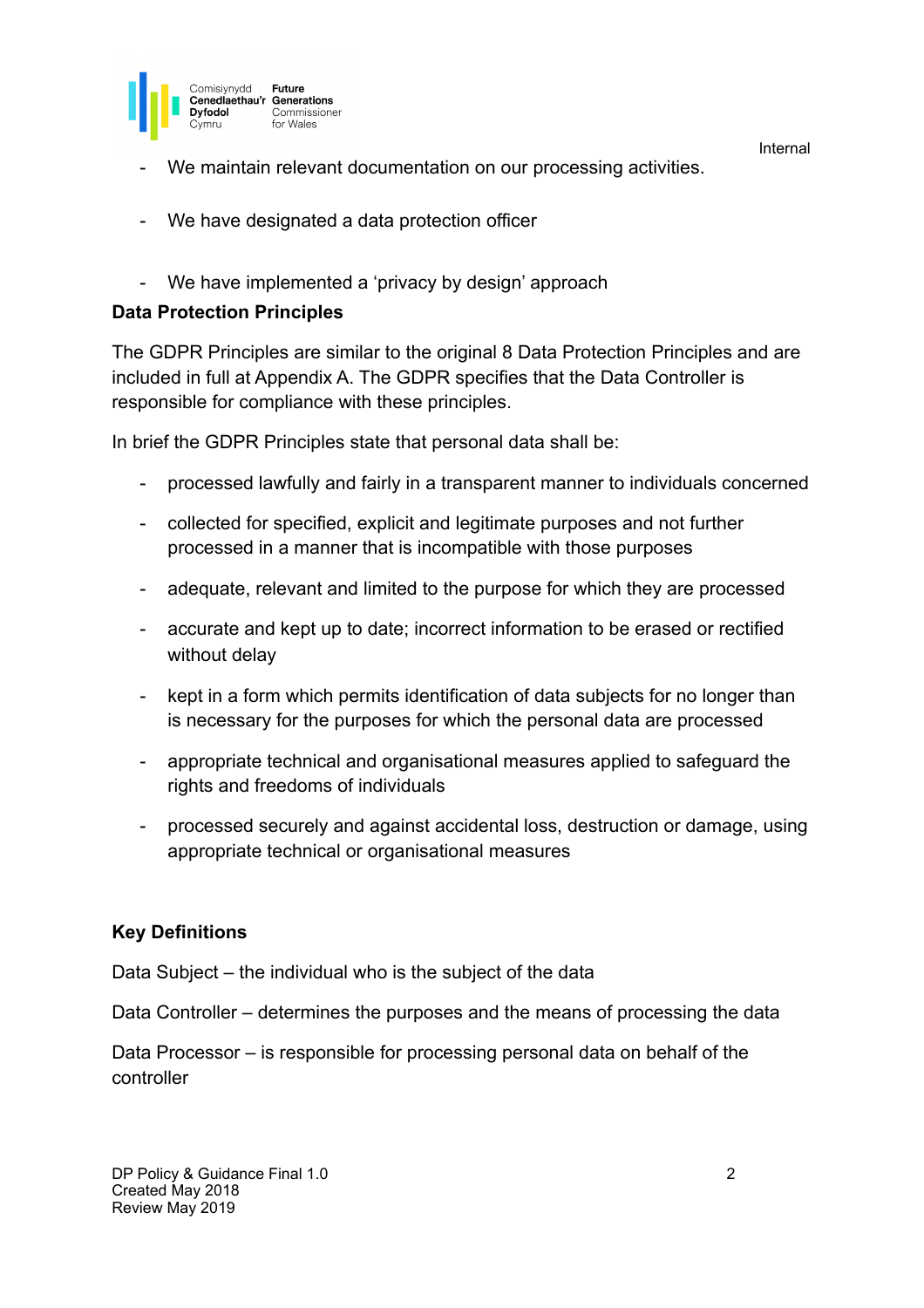- We maintain relevant documentation on our processing activities.
- We have designated a data protection officer
- We have implemented a 'privacy by design' approach

**Data Protection Principles**

The GDPR Principles are similar to the original 8 Data Protection Principles and are included in full at Appendix A. The GDPR specifies that the Data Controller is responsible for compliance with these principles.

In brief the GDPR Principles state that personal data shall be:

- processed lawfully and fairly in a transparent manner to individuals concerned
- collected for specified, explicit and legitimate purposes and not further processed in a manner that is incompatible with those purposes
- adequate, relevant and limited to the purpose for which they are processed
- accurate and kept up to date; incorrect information to be erased or rectified without delay
- kept in a form which permits identification of data subjects for no longer than is necessary for the purposes for which the personal data are processed
- appropriate technical and organisational measures applied to safeguard the rights and freedoms of individuals
- processed securely and against accidental loss, destruction or damage, using appropriate technical or organisational measures

**Key Definitions**

Data Subject – the individual who is the subject of the data

Data Controller – determines the purposes and the means of processing the data

Data Processor – is responsible for processing personal data on behalf of the controller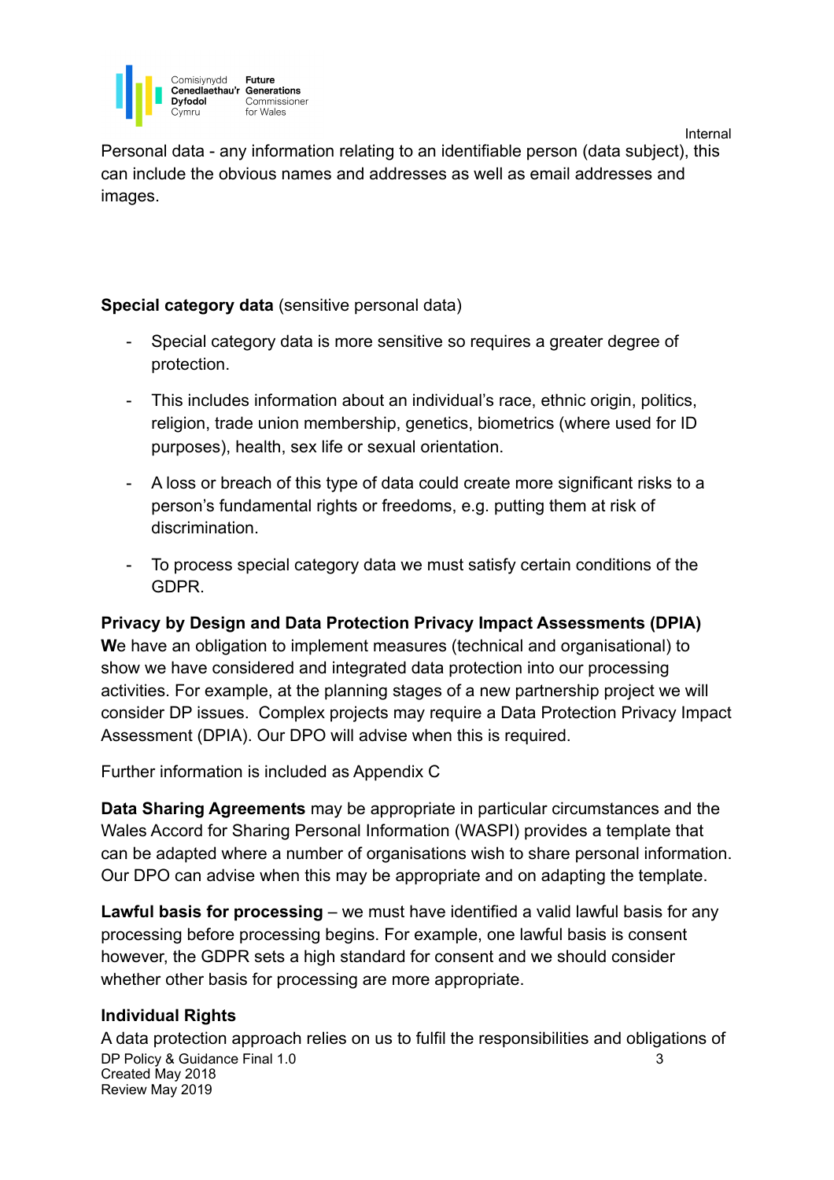Personal data - any information relating to an identifiable person (data subject), this can include the obvious names and addresses as well as email addresses and images.

**Special category data** (sensitive personal data)

- Special category data is more sensitive so requires a greater degree of protection.
- This includes information about an individual's race, ethnic origin, politics, religion, trade union membership, genetics, biometrics (where used for ID purposes), health, sex life or sexual orientation.
- A loss or breach of this type of data could create more significant risks to a person's fundamental rights or freedoms, e.g. putting them at risk of discrimination.
- To process special category data we must satisfy certain conditions of the GDPR.

**Privacy by Design and Data Protection Privacy Impact Assessments (DPIA)**
**W**e have an obligation to implement measures (technical and organisational) to show we have considered and integrated data protection into our processing activities. For example, at the planning stages of a new partnership project we will consider DP issues. Complex projects may require a Data Protection Privacy Impact Assessment (DPIA). Our DPO will advise when this is required.

Further information is included as Appendix C

**Data Sharing Agreements** may be appropriate in particular circumstances and the Wales Accord for Sharing Personal Information (WASPI) provides a template that can be adapted where a number of organisations wish to share personal information. Our DPO can advise when this may be appropriate and on adapting the template.

**Lawful basis for processing** – we must have identified a valid lawful basis for any processing before processing begins. For example, one lawful basis is consent however, the GDPR sets a high standard for consent and we should consider whether other basis for processing are more appropriate.

**Individual Rights**
A data protection approach relies on us to fulfil the responsibilities and obligations of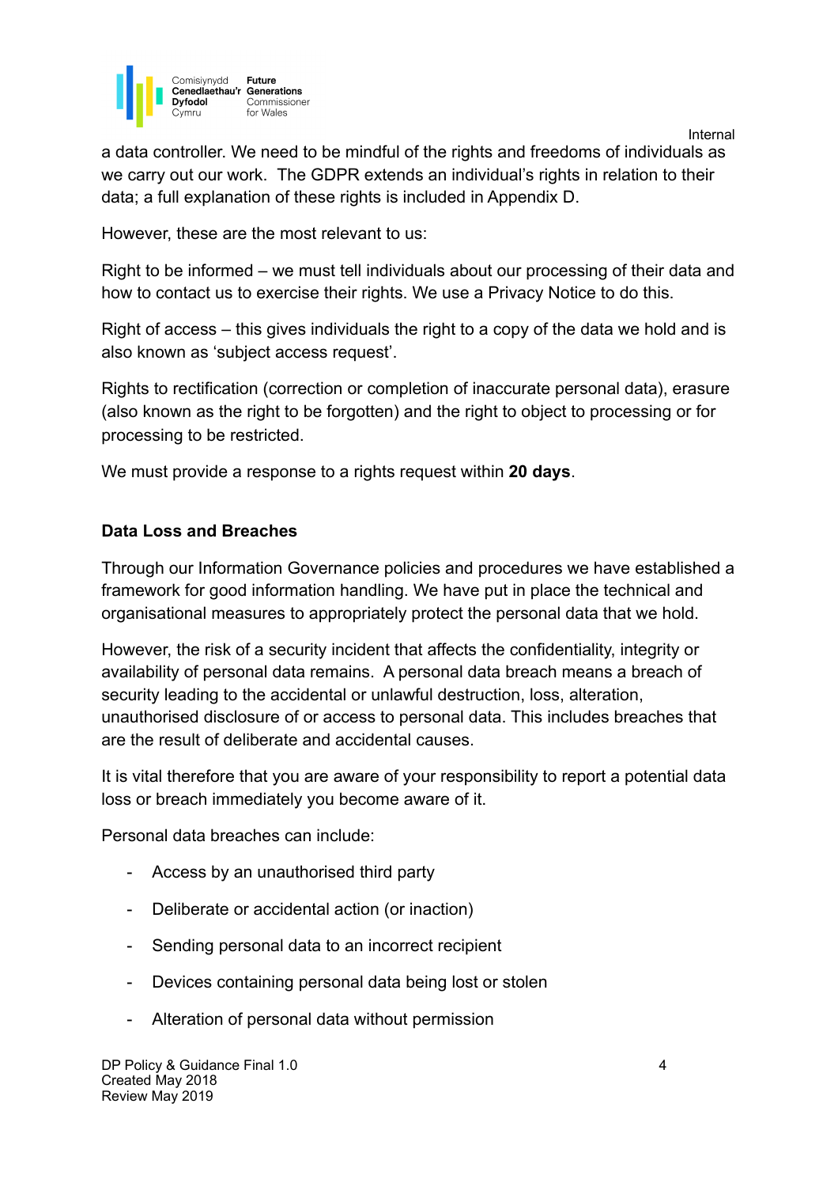a data controller. We need to be mindful of the rights and freedoms of individuals as we carry out our work. The GDPR extends an individual's rights in relation to their data; a full explanation of these rights is included in Appendix D.

However, these are the most relevant to us:

Right to be informed – we must tell individuals about our processing of their data and how to contact us to exercise their rights. We use a Privacy Notice to do this.

Right of access – this gives individuals the right to a copy of the data we hold and is also known as 'subject access request'.

Rights to rectification (correction or completion of inaccurate personal data), erasure (also known as the right to be forgotten) and the right to object to processing or for processing to be restricted.

We must provide a response to a rights request within **20 days**.

**Data Loss and Breaches**

Through our Information Governance policies and procedures we have established a framework for good information handling. We have put in place the technical and organisational measures to appropriately protect the personal data that we hold.

However, the risk of a security incident that affects the confidentiality, integrity or availability of personal data remains. A personal data breach means a breach of security leading to the accidental or unlawful destruction, loss, alteration, unauthorised disclosure of or access to personal data. This includes breaches that are the result of deliberate and accidental causes.

It is vital therefore that you are aware of your responsibility to report a potential data loss or breach immediately you become aware of it.

Personal data breaches can include:

- Access by an unauthorised third party
- Deliberate or accidental action (or inaction)
- Sending personal data to an incorrect recipient
- Devices containing personal data being lost or stolen
- Alteration of personal data without permission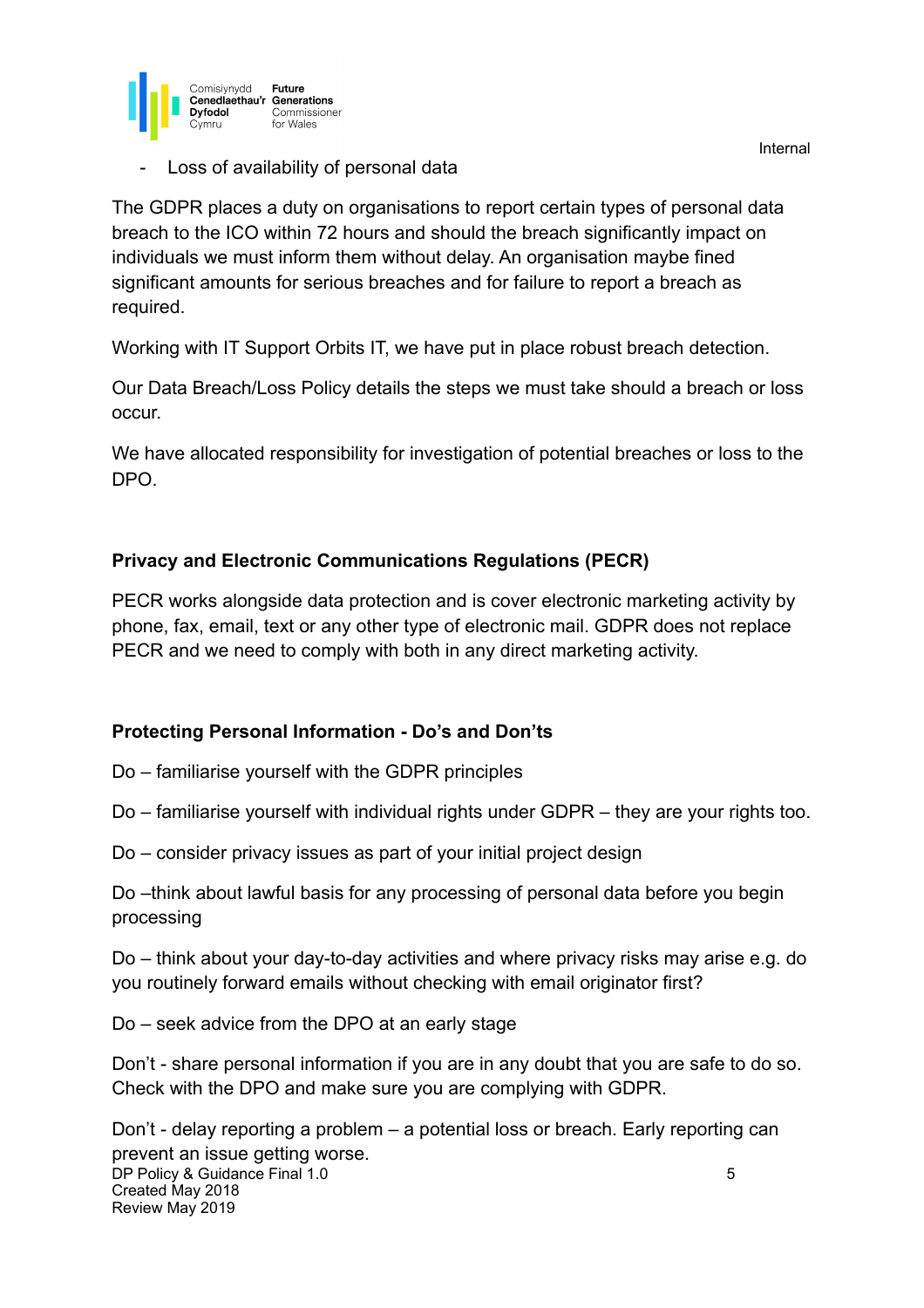- Loss of availability of personal data

The GDPR places a duty on organisations to report certain types of personal data breach to the ICO within 72 hours and should the breach significantly impact on individuals we must inform them without delay. An organisation maybe fined significant amounts for serious breaches and for failure to report a breach as required.

Working with IT Support Orbits IT, we have put in place robust breach detection.

Our Data Breach/Loss Policy details the steps we must take should a breach or loss occur.

We have allocated responsibility for investigation of potential breaches or loss to the DPO.

**Privacy and Electronic Communications Regulations (PECR)**

PECR works alongside data protection and is cover electronic marketing activity by phone, fax, email, text or any other type of electronic mail. GDPR does not replace PECR and we need to comply with both in any direct marketing activity.

**Protecting Personal Information - Do's and Don'ts**

Do – familiarise yourself with the GDPR principles

Do – familiarise yourself with individual rights under GDPR – they are your rights too.

Do – consider privacy issues as part of your initial project design

Do –think about lawful basis for any processing of personal data before you begin processing

Do – think about your day-to-day activities and where privacy risks may arise e.g. do you routinely forward emails without checking with email originator first?

Do – seek advice from the DPO at an early stage

Don't - share personal information if you are in any doubt that you are safe to do so. Check with the DPO and make sure you are complying with GDPR.

Don't - delay reporting a problem – a potential loss or breach. Early reporting can prevent an issue getting worse.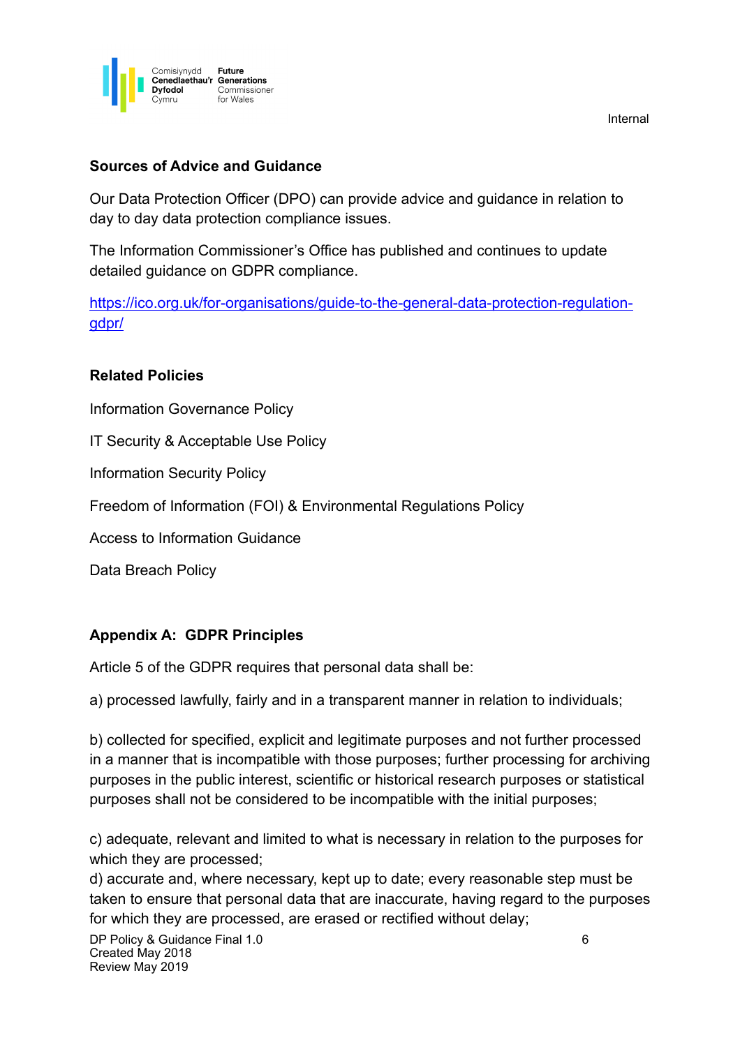**Sources of Advice and Guidance**

Our Data Protection Officer (DPO) can provide advice and guidance in relation to day to day data protection compliance issues.

The Information Commissioner's Office has published and continues to update detailed guidance on GDPR compliance.

https://ico.org.uk/for-organisations/guide-to-the-general-data-protection-regulation-gdpr/

**Related Policies**

Information Governance Policy

IT Security & Acceptable Use Policy

Information Security Policy

Freedom of Information (FOI) & Environmental Regulations Policy

Access to Information Guidance

Data Breach Policy

**Appendix A: GDPR Principles**

Article 5 of the GDPR requires that personal data shall be:

a) processed lawfully, fairly and in a transparent manner in relation to individuals;

b) collected for specified, explicit and legitimate purposes and not further processed in a manner that is incompatible with those purposes; further processing for archiving purposes in the public interest, scientific or historical research purposes or statistical purposes shall not be considered to be incompatible with the initial purposes;

c) adequate, relevant and limited to what is necessary in relation to the purposes for which they are processed;

d) accurate and, where necessary, kept up to date; every reasonable step must be taken to ensure that personal data that are inaccurate, having regard to the purposes for which they are processed, are erased or rectified without delay;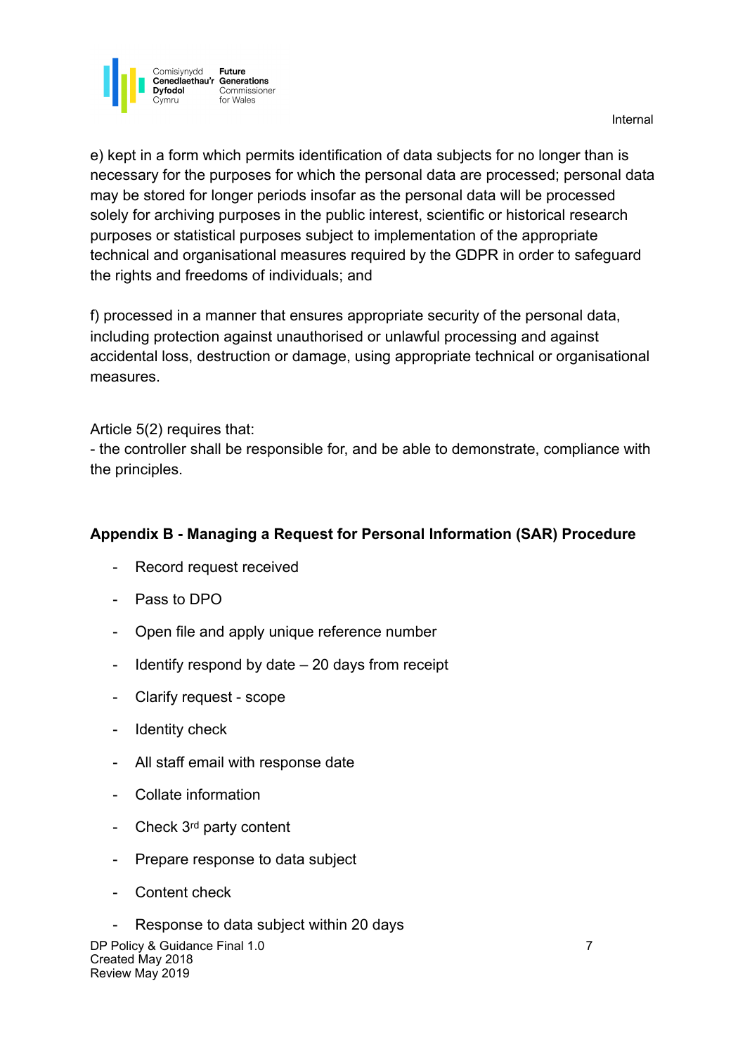e) kept in a form which permits identification of data subjects for no longer than is necessary for the purposes for which the personal data are processed; personal data may be stored for longer periods insofar as the personal data will be processed solely for archiving purposes in the public interest, scientific or historical research purposes or statistical purposes subject to implementation of the appropriate technical and organisational measures required by the GDPR in order to safeguard the rights and freedoms of individuals; and

f) processed in a manner that ensures appropriate security of the personal data, including protection against unauthorised or unlawful processing and against accidental loss, destruction or damage, using appropriate technical or organisational measures.

Article 5(2) requires that:
- the controller shall be responsible for, and be able to demonstrate, compliance with the principles.

## Appendix B - Managing a Request for Personal Information (SAR) Procedure

- Record request received
- Pass to DPO
- Open file and apply unique reference number
- Identify respond by date – 20 days from receipt
- Clarify request - scope
- Identity check
- All staff email with response date
- Collate information
- Check 3rd party content
- Prepare response to data subject
- Content check
- Response to data subject within 20 days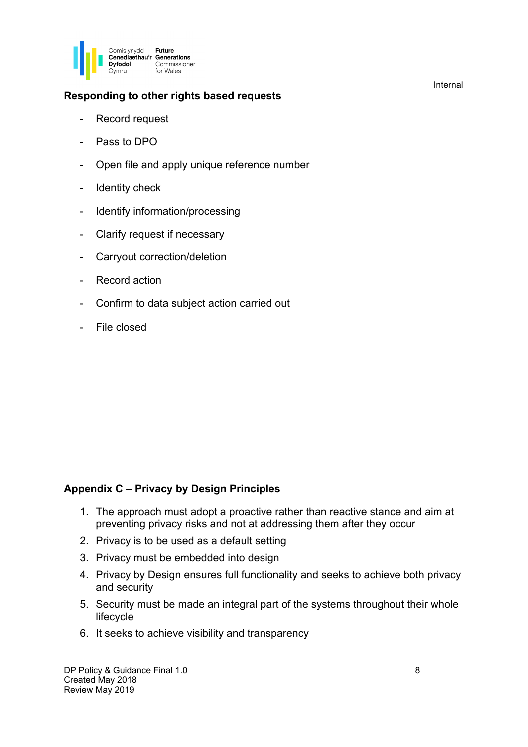## Responding to other rights based requests

- Record request
- Pass to DPO
- Open file and apply unique reference number
- Identity check
- Identify information/processing
- Clarify request if necessary
- Carryout correction/deletion
- Record action
- Confirm to data subject action carried out
- File closed

## Appendix C – Privacy by Design Principles

1. The approach must adopt a proactive rather than reactive stance and aim at preventing privacy risks and not at addressing them after they occur
2. Privacy is to be used as a default setting
3. Privacy must be embedded into design
4. Privacy by Design ensures full functionality and seeks to achieve both privacy and security
5. Security must be made an integral part of the systems throughout their whole lifecycle
6. It seeks to achieve visibility and transparency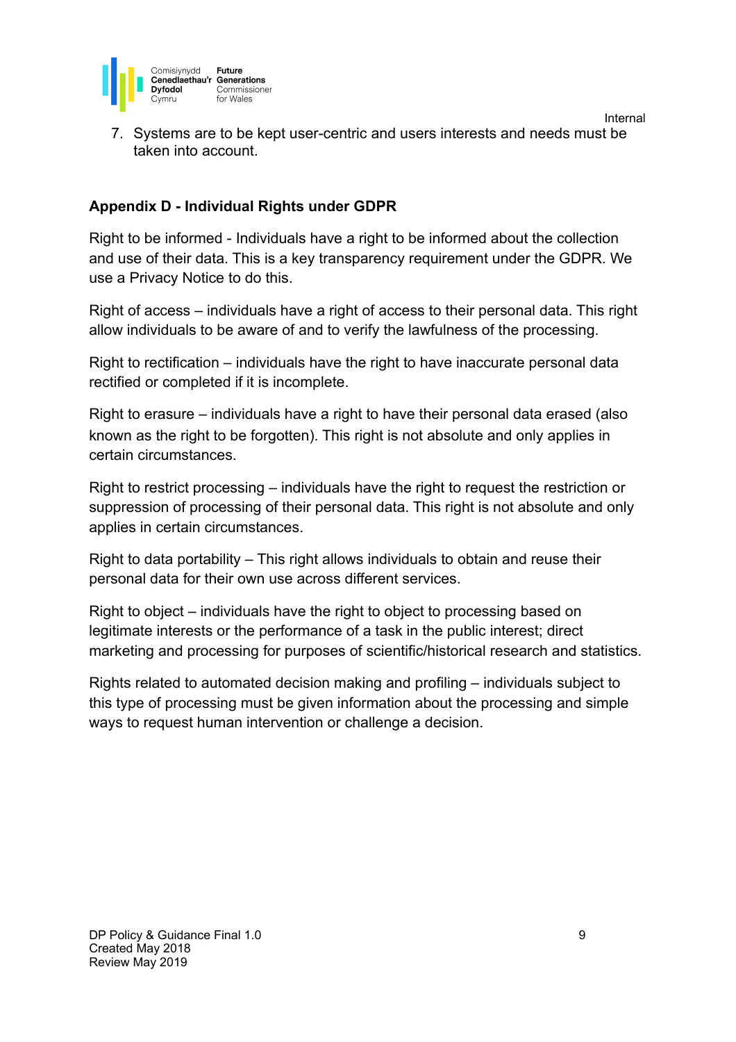7. Systems are to be kept user-centric and users interests and needs must be taken into account.

## Appendix D - Individual Rights under GDPR

Right to be informed - Individuals have a right to be informed about the collection and use of their data. This is a key transparency requirement under the GDPR. We use a Privacy Notice to do this.

Right of access – individuals have a right of access to their personal data. This right allow individuals to be aware of and to verify the lawfulness of the processing.

Right to rectification – individuals have the right to have inaccurate personal data rectified or completed if it is incomplete.

Right to erasure – individuals have a right to have their personal data erased (also known as the right to be forgotten). This right is not absolute and only applies in certain circumstances.

Right to restrict processing – individuals have the right to request the restriction or suppression of processing of their personal data. This right is not absolute and only applies in certain circumstances.

Right to data portability – This right allows individuals to obtain and reuse their personal data for their own use across different services.

Right to object – individuals have the right to object to processing based on legitimate interests or the performance of a task in the public interest; direct marketing and processing for purposes of scientific/historical research and statistics.

Rights related to automated decision making and profiling – individuals subject to this type of processing must be given information about the processing and simple ways to request human intervention or challenge a decision.